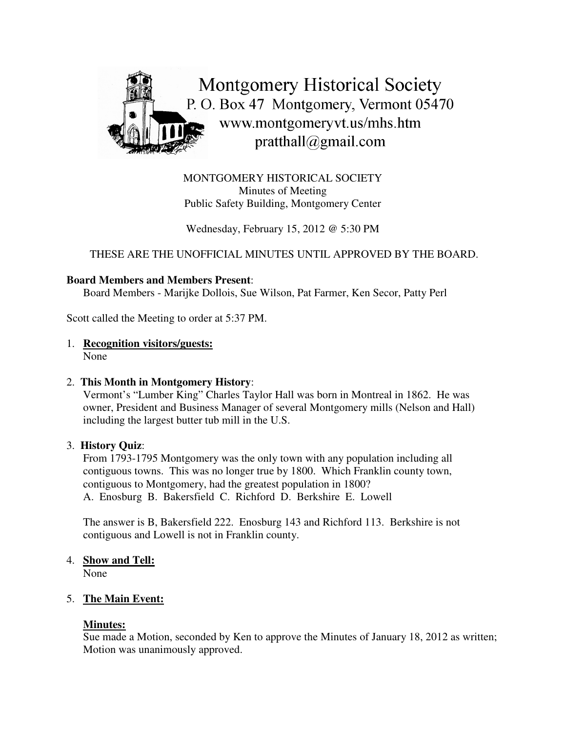Montgomery Historical Society
P. O. Box 47 Montgomery, Vermont 05470
www.montgomeryvt.us/mhs.htm
pratthall@gmail.com

MONTGOMERY HISTORICAL SOCIETY
Minutes of Meeting
Public Safety Building, Montgomery Center

Wednesday, February 15, 2012 @ 5:30 PM

THESE ARE THE UNOFFICIAL MINUTES UNTIL APPROVED BY THE BOARD.

**Board Members and Members Present**:
Board Members - Marijke Dollois, Sue Wilson, Pat Farmer, Ken Secor, Patty Perl

Scott called the Meeting to order at 5:37 PM.

1. **Recognition visitors/guests:**
   None

2. **This Month in Montgomery History**:
   Vermont's "Lumber King" Charles Taylor Hall was born in Montreal in 1862. He was owner, President and Business Manager of several Montgomery mills (Nelson and Hall) including the largest butter tub mill in the U.S.

3. **History Quiz**:
   From 1793-1795 Montgomery was the only town with any population including all contiguous towns. This was no longer true by 1800. Which Franklin county town, contiguous to Montgomery, had the greatest population in 1800?
   A. Enosburg B. Bakersfield C. Richford D. Berkshire E. Lowell

   The answer is B, Bakersfield 222. Enosburg 143 and Richford 113. Berkshire is not contiguous and Lowell is not in Franklin county.

4. **Show and Tell:**
   None

5. **The Main Event:**

   **Minutes:**
   Sue made a Motion, seconded by Ken to approve the Minutes of January 18, 2012 as written; Motion was unanimously approved.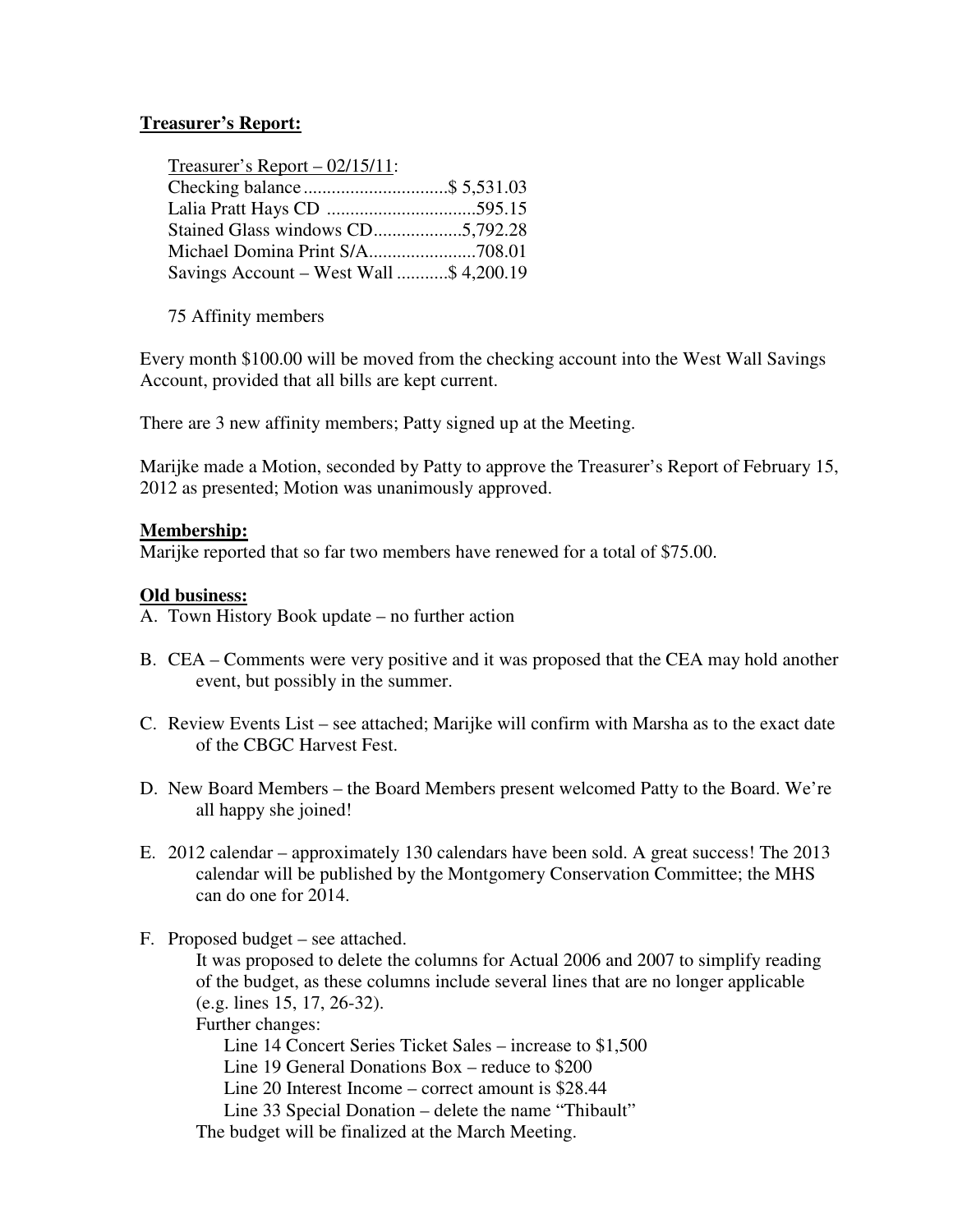**Treasurer's Report:**

Treasurer's Report – 02/15/11:
Checking balance...............................$ 5,531.03
Lalia Pratt Hays CD ................................595.15
Stained Glass windows CD...................5,792.28
Michael Domina Print S/A.......................708.01
Savings Account – West Wall ...........$ 4,200.19

75 Affinity members

Every month $100.00 will be moved from the checking account into the West Wall Savings Account, provided that all bills are kept current.

There are 3 new affinity members; Patty signed up at the Meeting.

Marijke made a Motion, seconded by Patty to approve the Treasurer's Report of February 15, 2012 as presented; Motion was unanimously approved.

**Membership:**
Marijke reported that so far two members have renewed for a total of $75.00.

**Old business:**

A. Town History Book update – no further action

B. CEA – Comments were very positive and it was proposed that the CEA may hold another event, but possibly in the summer.

C. Review Events List – see attached; Marijke will confirm with Marsha as to the exact date of the CBGC Harvest Fest.

D. New Board Members – the Board Members present welcomed Patty to the Board. We're all happy she joined!

E. 2012 calendar – approximately 130 calendars have been sold. A great success! The 2013 calendar will be published by the Montgomery Conservation Committee; the MHS can do one for 2014.

F. Proposed budget – see attached.
   It was proposed to delete the columns for Actual 2006 and 2007 to simplify reading of the budget, as these columns include several lines that are no longer applicable (e.g. lines 15, 17, 26-32).
   Further changes:
   - Line 14 Concert Series Ticket Sales – increase to $1,500
   - Line 19 General Donations Box – reduce to $200
   - Line 20 Interest Income – correct amount is $28.44
   - Line 33 Special Donation – delete the name "Thibault"

   The budget will be finalized at the March Meeting.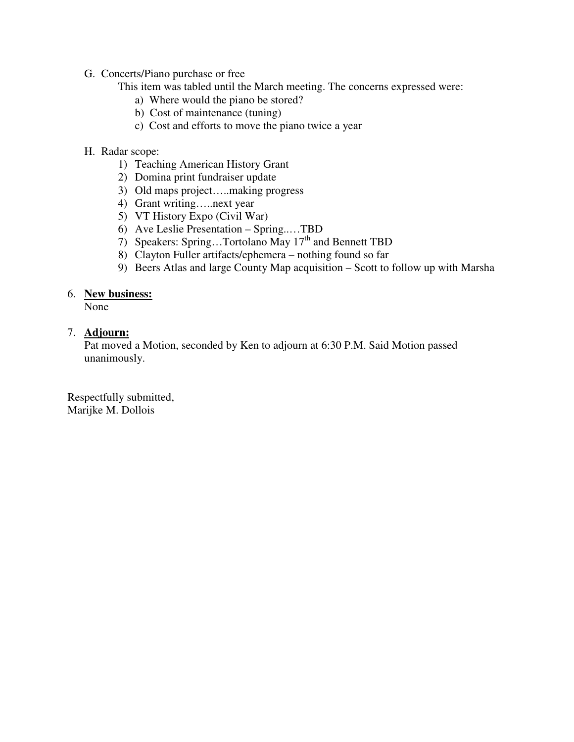G. Concerts/Piano purchase or free

This item was tabled until the March meeting. The concerns expressed were:

a) Where would the piano be stored?
b) Cost of maintenance (tuning)
c) Cost and efforts to move the piano twice a year

H. Radar scope:

1) Teaching American History Grant
2) Domina print fundraiser update
3) Old maps project…..making progress
4) Grant writing…..next year
5) VT History Expo (Civil War)
6) Ave Leslie Presentation – Spring..…TBD
7) Speakers: Spring…Tortolano May 17th and Bennett TBD
8) Clayton Fuller artifacts/ephemera – nothing found so far
9) Beers Atlas and large County Map acquisition – Scott to follow up with Marsha

6. **New business:**

None

7. **Adjourn:**

Pat moved a Motion, seconded by Ken to adjourn at 6:30 P.M. Said Motion passed unanimously.

Respectfully submitted,
Marijke M. Dollois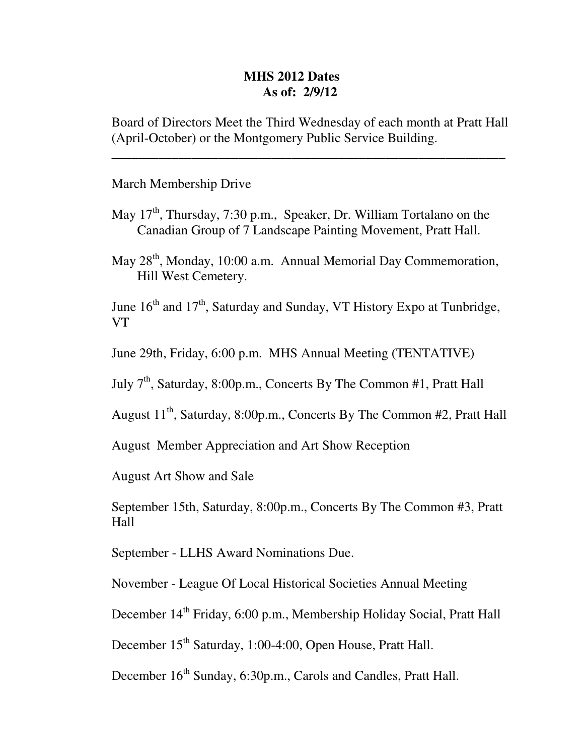**MHS 2012 Dates**
**As of: 2/9/12**

Board of Directors Meet the Third Wednesday of each month at Pratt Hall (April-October) or the Montgomery Public Service Building.

---

March Membership Drive

May 17th, Thursday, 7:30 p.m., Speaker, Dr. William Tortalano on the Canadian Group of 7 Landscape Painting Movement, Pratt Hall.

May 28th, Monday, 10:00 a.m. Annual Memorial Day Commemoration, Hill West Cemetery.

June 16th and 17th, Saturday and Sunday, VT History Expo at Tunbridge, VT

June 29th, Friday, 6:00 p.m. MHS Annual Meeting (TENTATIVE)

July 7th, Saturday, 8:00p.m., Concerts By The Common #1, Pratt Hall

August 11th, Saturday, 8:00p.m., Concerts By The Common #2, Pratt Hall

August Member Appreciation and Art Show Reception

August Art Show and Sale

September 15th, Saturday, 8:00p.m., Concerts By The Common #3, Pratt Hall

September - LLHS Award Nominations Due.

November - League Of Local Historical Societies Annual Meeting

December 14th Friday, 6:00 p.m., Membership Holiday Social, Pratt Hall

December 15th Saturday, 1:00-4:00, Open House, Pratt Hall.

December 16th Sunday, 6:30p.m., Carols and Candles, Pratt Hall.